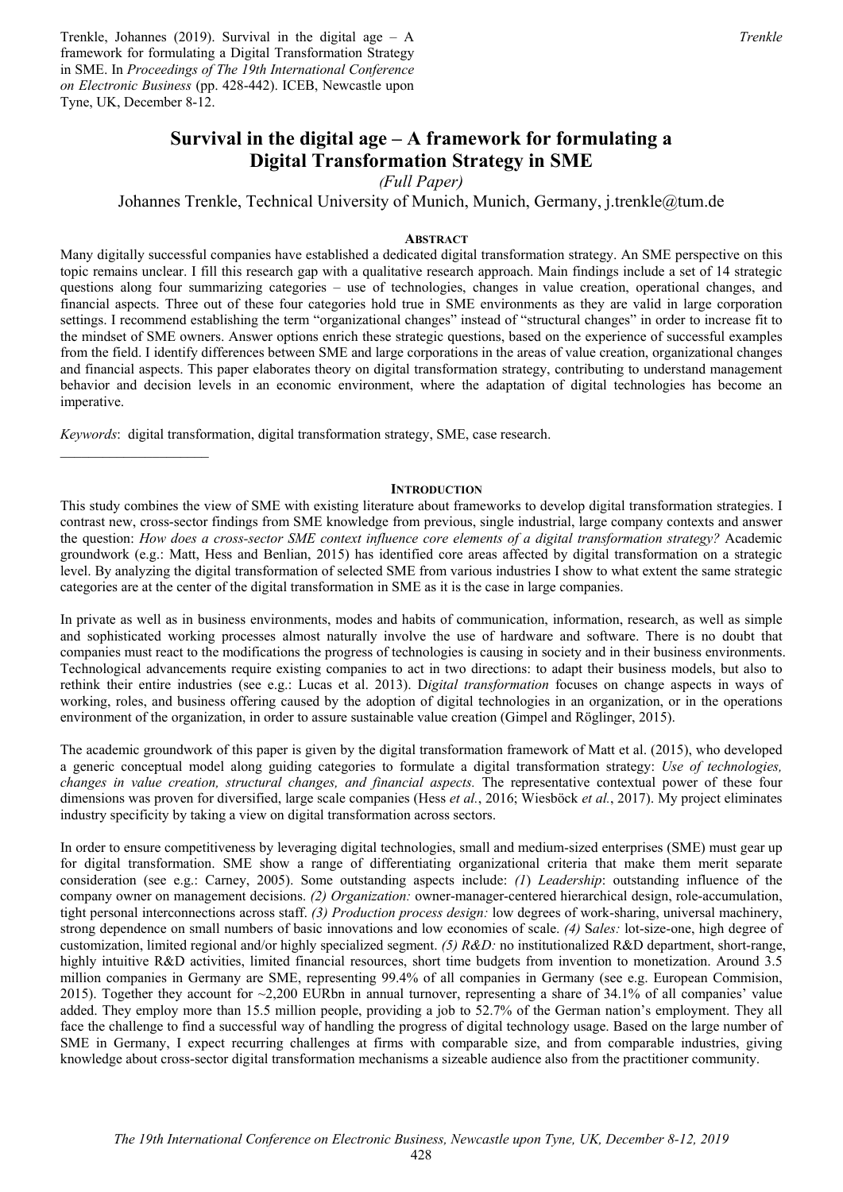Trenkle, Johannes (2019). Survival in the digital age – A framework for formulating a Digital Transformation Strategy in SME. In *Proceedings of The 19th International Conference on Electronic Business* (pp. 428-442). ICEB, Newcastle upon Tyne, UK, December 8-12.

# Survival in the digital age – A framework for formulating a Digital Transformation Strategy in SME

*(Full Paper)*

Johannes Trenkle, Technical University of Munich, Munich, Germany, j.trenkle@tum.de

## ABSTRACT

Many digitally successful companies have established a dedicated digital transformation strategy. An SME perspective on this topic remains unclear. I fill this research gap with a qualitative research approach. Main findings include a set of 14 strategic questions along four summarizing categories – use of technologies, changes in value creation, operational changes, and financial aspects. Three out of these four categories hold true in SME environments as they are valid in large corporation settings. I recommend establishing the term "organizational changes" instead of "structural changes" in order to increase fit to the mindset of SME owners. Answer options enrich these strategic questions, based on the experience of successful examples from the field. I identify differences between SME and large corporations in the areas of value creation, organizational changes and financial aspects. This paper elaborates theory on digital transformation strategy, contributing to understand management behavior and decision levels in an economic environment, where the adaptation of digital technologies has become an imperative.

*Keywords*: digital transformation, digital transformation strategy, SME, case research.

## INTRODUCTION

This study combines the view of SME with existing literature about frameworks to develop digital transformation strategies. I contrast new, cross-sector findings from SME knowledge from previous, single industrial, large company contexts and answer the question: *How does a cross-sector SME context influence core elements of a digital transformation strategy?* Academic groundwork (e.g.: Matt, Hess and Benlian, 2015) has identified core areas affected by digital transformation on a strategic level. By analyzing the digital transformation of selected SME from various industries I show to what extent the same strategic categories are at the center of the digital transformation in SME as it is the case in large companies.

In private as well as in business environments, modes and habits of communication, information, research, as well as simple and sophisticated working processes almost naturally involve the use of hardware and software. There is no doubt that companies must react to the modifications the progress of technologies is causing in society and in their business environments. Technological advancements require existing companies to act in two directions: to adapt their business models, but also to rethink their entire industries (see e.g.: Lucas et al. 2013). D*igital transformation* focuses on change aspects in ways of working, roles, and business offering caused by the adoption of digital technologies in an organization, or in the operations environment of the organization, in order to assure sustainable value creation (Gimpel and Röglinger, 2015).

The academic groundwork of this paper is given by the digital transformation framework of Matt et al. (2015), who developed a generic conceptual model along guiding categories to formulate a digital transformation strategy: *Use of technologies, changes in value creation, structural changes, and financial aspects.* The representative contextual power of these four dimensions was proven for diversified, large scale companies (Hess *et al.*, 2016; Wiesböck *et al.*, 2017). My project eliminates industry specificity by taking a view on digital transformation across sectors.

In order to ensure competitiveness by leveraging digital technologies, small and medium-sized enterprises (SME) must gear up for digital transformation. SME show a range of differentiating organizational criteria that make them merit separate consideration (see e.g.: Carney, 2005). Some outstanding aspects include: *(1) Leadership*: outstanding influence of the company owner on management decisions. *(2) Organization:* owner-manager-centered hierarchical design, role-accumulation, tight personal interconnections across staff. *(3) Production process design:* low degrees of work-sharing, universal machinery, strong dependence on small numbers of basic innovations and low economies of scale. *(4)* S*ales:* lot-size-one, high degree of customization, limited regional and/or highly specialized segment. *(5) R&D:* no institutionalized R&D department, short-range, highly intuitive R&D activities, limited financial resources, short time budgets from invention to monetization. Around 3.5 million companies in Germany are SME, representing 99.4% of all companies in Germany (see e.g. European Commision, 2015). Together they account for ~2,200 EURbn in annual turnover, representing a share of 34.1% of all companies' value added. They employ more than 15.5 million people, providing a job to 52.7% of the German nation's employment. They all face the challenge to find a successful way of handling the progress of digital technology usage. Based on the large number of SME in Germany, I expect recurring challenges at firms with comparable size, and from comparable industries, giving knowledge about cross-sector digital transformation mechanisms a sizeable audience also from the practitioner community.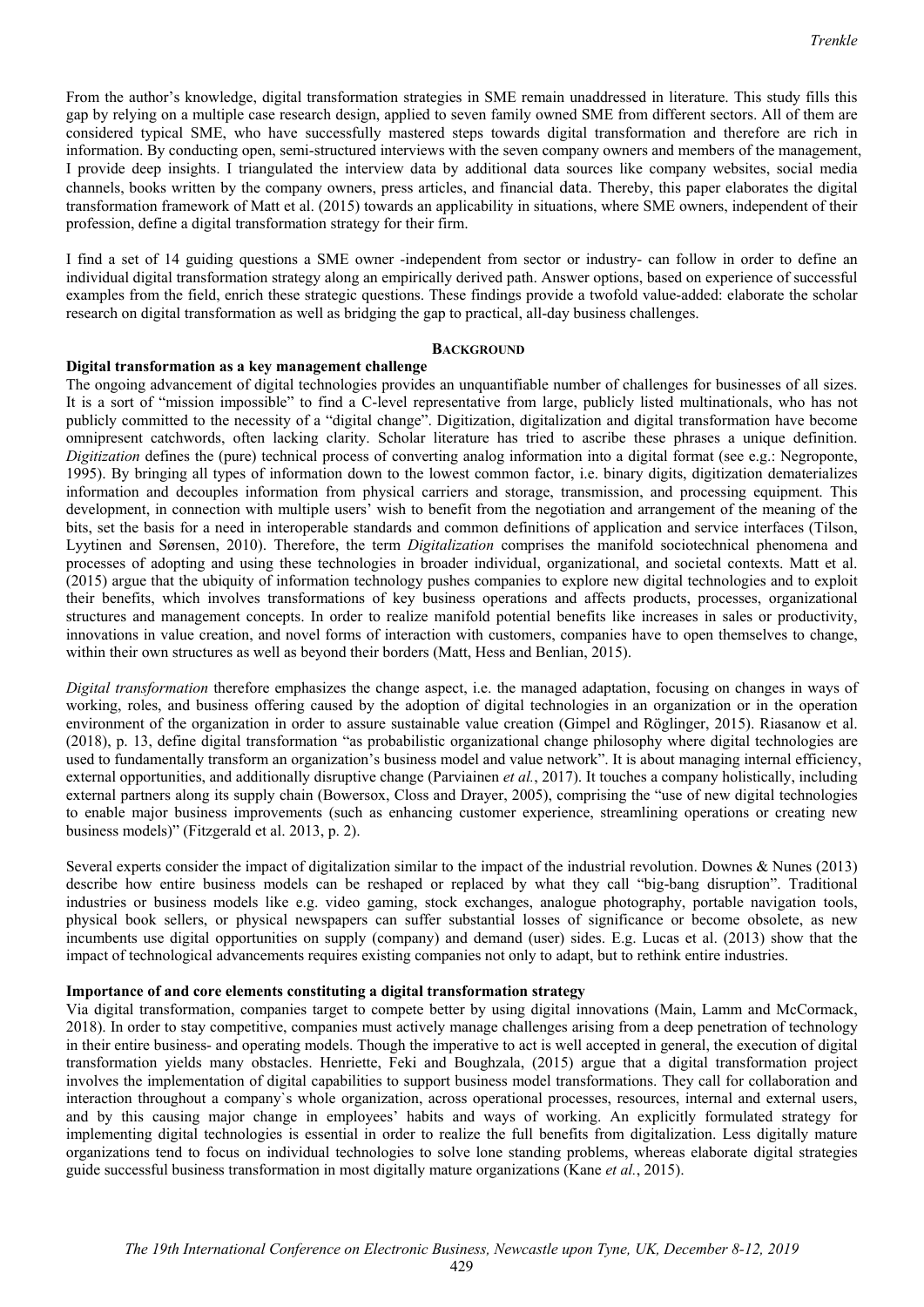From the author's knowledge, digital transformation strategies in SME remain unaddressed in literature. This study fills this gap by relying on a multiple case research design, applied to seven family owned SME from different sectors. All of them are considered typical SME, who have successfully mastered steps towards digital transformation and therefore are rich in information. By conducting open, semi-structured interviews with the seven company owners and members of the management, I provide deep insights. I triangulated the interview data by additional data sources like company websites, social media channels, books written by the company owners, press articles, and financial data. Thereby, this paper elaborates the digital transformation framework of Matt et al. (2015) towards an applicability in situations, where SME owners, independent of their profession, define a digital transformation strategy for their firm.

I find a set of 14 guiding questions a SME owner -independent from sector or industry- can follow in order to define an individual digital transformation strategy along an empirically derived path. Answer options, based on experience of successful examples from the field, enrich these strategic questions. These findings provide a twofold value-added: elaborate the scholar research on digital transformation as well as bridging the gap to practical, all-day business challenges.

## BACKGROUND

### Digital transformation as a key management challenge

The ongoing advancement of digital technologies provides an unquantifiable number of challenges for businesses of all sizes. It is a sort of "mission impossible" to find a C-level representative from large, publicly listed multinationals, who has not publicly committed to the necessity of a "digital change". Digitization, digitalization and digital transformation have become omnipresent catchwords, often lacking clarity. Scholar literature has tried to ascribe these phrases a unique definition. *Digitization* defines the (pure) technical process of converting analog information into a digital format (see e.g.: Negroponte, 1995). By bringing all types of information down to the lowest common factor, i.e. binary digits, digitization dematerializes information and decouples information from physical carriers and storage, transmission, and processing equipment. This development, in connection with multiple users' wish to benefit from the negotiation and arrangement of the meaning of the bits, set the basis for a need in interoperable standards and common definitions of application and service interfaces (Tilson, Lyytinen and Sørensen, 2010). Therefore, the term *Digitalization* comprises the manifold sociotechnical phenomena and processes of adopting and using these technologies in broader individual, organizational, and societal contexts. Matt et al. (2015) argue that the ubiquity of information technology pushes companies to explore new digital technologies and to exploit their benefits, which involves transformations of key business operations and affects products, processes, organizational structures and management concepts. In order to realize manifold potential benefits like increases in sales or productivity, innovations in value creation, and novel forms of interaction with customers, companies have to open themselves to change, within their own structures as well as beyond their borders (Matt, Hess and Benlian, 2015).

*Digital transformation* therefore emphasizes the change aspect, i.e. the managed adaptation, focusing on changes in ways of working, roles, and business offering caused by the adoption of digital technologies in an organization or in the operation environment of the organization in order to assure sustainable value creation (Gimpel and Röglinger, 2015). Riasanow et al. (2018), p. 13, define digital transformation "as probabilistic organizational change philosophy where digital technologies are used to fundamentally transform an organization's business model and value network". It is about managing internal efficiency, external opportunities, and additionally disruptive change (Parviainen *et al.*, 2017). It touches a company holistically, including external partners along its supply chain (Bowersox, Closs and Drayer, 2005), comprising the "use of new digital technologies to enable major business improvements (such as enhancing customer experience, streamlining operations or creating new business models)" (Fitzgerald et al. 2013, p. 2).

Several experts consider the impact of digitalization similar to the impact of the industrial revolution. Downes & Nunes (2013) describe how entire business models can be reshaped or replaced by what they call "big-bang disruption". Traditional industries or business models like e.g. video gaming, stock exchanges, analogue photography, portable navigation tools, physical book sellers, or physical newspapers can suffer substantial losses of significance or become obsolete, as new incumbents use digital opportunities on supply (company) and demand (user) sides. E.g. Lucas et al. (2013) show that the impact of technological advancements requires existing companies not only to adapt, but to rethink entire industries.

### Importance of and core elements constituting a digital transformation strategy

Via digital transformation, companies target to compete better by using digital innovations (Main, Lamm and McCormack, 2018). In order to stay competitive, companies must actively manage challenges arising from a deep penetration of technology in their entire business- and operating models. Though the imperative to act is well accepted in general, the execution of digital transformation yields many obstacles. Henriette, Feki and Boughzala, (2015) argue that a digital transformation project involves the implementation of digital capabilities to support business model transformations. They call for collaboration and interaction throughout a company`s whole organization, across operational processes, resources, internal and external users, and by this causing major change in employees' habits and ways of working. An explicitly formulated strategy for implementing digital technologies is essential in order to realize the full benefits from digitalization. Less digitally mature organizations tend to focus on individual technologies to solve lone standing problems, whereas elaborate digital strategies guide successful business transformation in most digitally mature organizations (Kane *et al.*, 2015).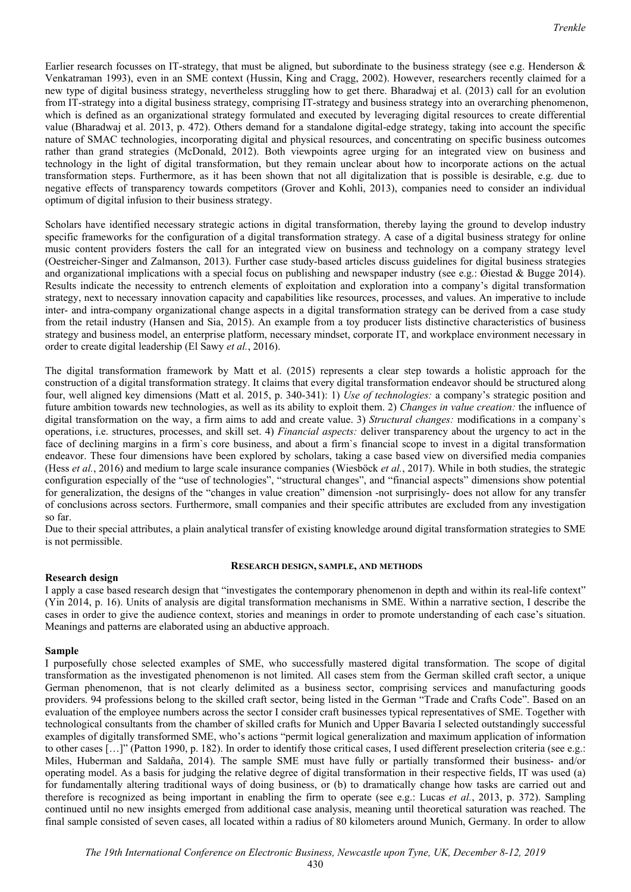Earlier research focusses on IT-strategy, that must be aligned, but subordinate to the business strategy (see e.g. Henderson & Venkatraman 1993), even in an SME context (Hussin, King and Cragg, 2002). However, researchers recently claimed for a new type of digital business strategy, nevertheless struggling how to get there. Bharadwaj et al. (2013) call for an evolution from IT-strategy into a digital business strategy, comprising IT-strategy and business strategy into an overarching phenomenon, which is defined as an organizational strategy formulated and executed by leveraging digital resources to create differential value (Bharadwaj et al. 2013, p. 472). Others demand for a standalone digital-edge strategy, taking into account the specific nature of SMAC technologies, incorporating digital and physical resources, and concentrating on specific business outcomes rather than grand strategies (McDonald, 2012). Both viewpoints agree urging for an integrated view on business and technology in the light of digital transformation, but they remain unclear about how to incorporate actions on the actual transformation steps. Furthermore, as it has been shown that not all digitalization that is possible is desirable, e.g. due to negative effects of transparency towards competitors (Grover and Kohli, 2013), companies need to consider an individual optimum of digital infusion to their business strategy.

Scholars have identified necessary strategic actions in digital transformation, thereby laying the ground to develop industry specific frameworks for the configuration of a digital transformation strategy. A case of a digital business strategy for online music content providers fosters the call for an integrated view on business and technology on a company strategy level (Oestreicher-Singer and Zalmanson, 2013). Further case study-based articles discuss guidelines for digital business strategies and organizational implications with a special focus on publishing and newspaper industry (see e.g.: Øiestad & Bugge 2014). Results indicate the necessity to entrench elements of exploitation and exploration into a company's digital transformation strategy, next to necessary innovation capacity and capabilities like resources, processes, and values. An imperative to include inter- and intra-company organizational change aspects in a digital transformation strategy can be derived from a case study from the retail industry (Hansen and Sia, 2015). An example from a toy producer lists distinctive characteristics of business strategy and business model, an enterprise platform, necessary mindset, corporate IT, and workplace environment necessary in order to create digital leadership (El Sawy *et al.*, 2016).

The digital transformation framework by Matt et al. (2015) represents a clear step towards a holistic approach for the construction of a digital transformation strategy. It claims that every digital transformation endeavor should be structured along four, well aligned key dimensions (Matt et al. 2015, p. 340-341): 1) *Use of technologies:* a company's strategic position and future ambition towards new technologies, as well as its ability to exploit them. 2) *Changes in value creation:* the influence of digital transformation on the way, a firm aims to add and create value. 3) *Structural changes:* modifications in a company`s operations, i.e. structures, processes, and skill set. 4) *Financial aspects:* deliver transparency about the urgency to act in the face of declining margins in a firm`s core business, and about a firm`s financial scope to invest in a digital transformation endeavor. These four dimensions have been explored by scholars, taking a case based view on diversified media companies (Hess *et al.*, 2016) and medium to large scale insurance companies (Wiesböck *et al.*, 2017). While in both studies, the strategic configuration especially of the "use of technologies", "structural changes", and "financial aspects" dimensions show potential for generalization, the designs of the "changes in value creation" dimension -not surprisingly- does not allow for any transfer of conclusions across sectors. Furthermore, small companies and their specific attributes are excluded from any investigation so far.

Due to their special attributes, a plain analytical transfer of existing knowledge around digital transformation strategies to SME is not permissible.

## RESEARCH DESIGN, SAMPLE, AND METHODS

### Research design

I apply a case based research design that "investigates the contemporary phenomenon in depth and within its real-life context" (Yin 2014, p. 16). Units of analysis are digital transformation mechanisms in SME. Within a narrative section, I describe the cases in order to give the audience context, stories and meanings in order to promote understanding of each case's situation. Meanings and patterns are elaborated using an abductive approach.

### Sample

I purposefully chose selected examples of SME, who successfully mastered digital transformation. The scope of digital transformation as the investigated phenomenon is not limited. All cases stem from the German skilled craft sector, a unique German phenomenon, that is not clearly delimited as a business sector, comprising services and manufacturing goods providers. 94 professions belong to the skilled craft sector, being listed in the German "Trade and Crafts Code". Based on an evaluation of the employee numbers across the sector I consider craft businesses typical representatives of SME. Together with technological consultants from the chamber of skilled crafts for Munich and Upper Bavaria I selected outstandingly successful examples of digitally transformed SME, who's actions "permit logical generalization and maximum application of information to other cases […]" (Patton 1990, p. 182). In order to identify those critical cases, I used different preselection criteria (see e.g.: Miles, Huberman and Saldaña, 2014). The sample SME must have fully or partially transformed their business- and/or operating model. As a basis for judging the relative degree of digital transformation in their respective fields, IT was used (a) for fundamentally altering traditional ways of doing business, or (b) to dramatically change how tasks are carried out and therefore is recognized as being important in enabling the firm to operate (see e.g.: Lucas *et al.*, 2013, p. 372). Sampling continued until no new insights emerged from additional case analysis, meaning until theoretical saturation was reached. The final sample consisted of seven cases, all located within a radius of 80 kilometers around Munich, Germany. In order to allow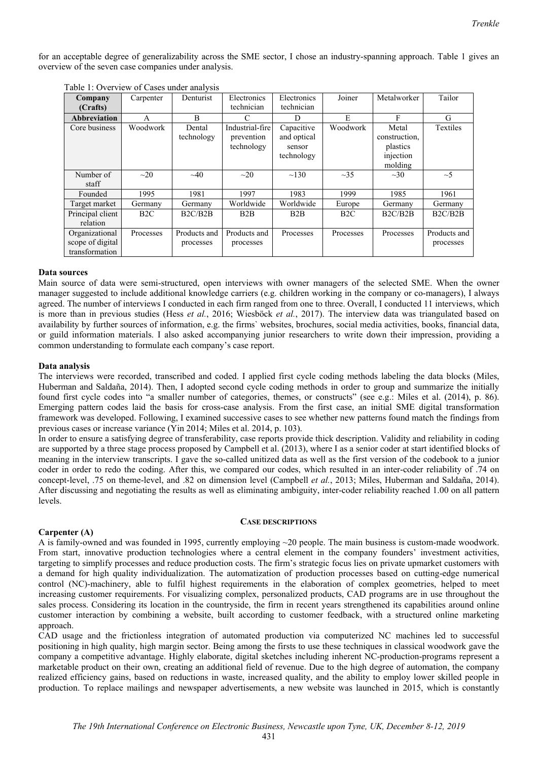for an acceptable degree of generalizability across the SME sector, I chose an industry-spanning approach. Table 1 gives an overview of the seven case companies under analysis.

Table 1: Overview of Cases under analysis

| Company (Crafts) | Carpenter | Denturist | Electronics technician | Electronics technician | Joiner | Metalworker | Tailor |
|---|---|---|---|---|---|---|---|
| **Abbreviation** | A | B | C | D | E | F | G |
| Core business | Woodwork | Dental technology | Industrial-fire prevention technology | Capacitive and optical sensor technology | Woodwork | Metal construction, plastics injection molding | Textiles |
| Number of staff | ~20 | ~40 | ~20 | ~130 | ~35 | ~30 | ~5 |
| Founded | 1995 | 1981 | 1997 | 1983 | 1999 | 1985 | 1961 |
| Target market | Germany | Germany | Worldwide | Worldwide | Europe | Germany | Germany |
| Principal client relation | B2C | B2C/B2B | B2B | B2B | B2C | B2C/B2B | B2C/B2B |
| Organizational scope of digital transformation | Processes | Products and processes | Products and processes | Processes | Processes | Processes | Products and processes |

**Data sources**

Main source of data were semi-structured, open interviews with owner managers of the selected SME. When the owner manager suggested to include additional knowledge carriers (e.g. children working in the company or co-managers), I always agreed. The number of interviews I conducted in each firm ranged from one to three. Overall, I conducted 11 interviews, which is more than in previous studies (Hess *et al.*, 2016; Wiesböck *et al.*, 2017). The interview data was triangulated based on availability by further sources of information, e.g. the firms` websites, brochures, social media activities, books, financial data, or guild information materials. I also asked accompanying junior researchers to write down their impression, providing a common understanding to formulate each company's case report.

**Data analysis**

The interviews were recorded, transcribed and coded. I applied first cycle coding methods labeling the data blocks (Miles, Huberman and Saldaña, 2014). Then, I adopted second cycle coding methods in order to group and summarize the initially found first cycle codes into "a smaller number of categories, themes, or constructs" (see e.g.: Miles et al. (2014), p. 86). Emerging pattern codes laid the basis for cross-case analysis. From the first case, an initial SME digital transformation framework was developed. Following, I examined successive cases to see whether new patterns found match the findings from previous cases or increase variance (Yin 2014; Miles et al. 2014, p. 103).

In order to ensure a satisfying degree of transferability, case reports provide thick description. Validity and reliability in coding are supported by a three stage process proposed by Campbell et al. (2013), where I as a senior coder at start identified blocks of meaning in the interview transcripts. I gave the so-called unitized data as well as the first version of the codebook to a junior coder in order to redo the coding. After this, we compared our codes, which resulted in an inter-coder reliability of .74 on concept-level, .75 on theme-level, and .82 on dimension level (Campbell *et al.*, 2013; Miles, Huberman and Saldaña, 2014). After discussing and negotiating the results as well as eliminating ambiguity, inter-coder reliability reached 1.00 on all pattern levels.

## CASE DESCRIPTIONS

**Carpenter (A)**

A is family-owned and was founded in 1995, currently employing ~20 people. The main business is custom-made woodwork. From start, innovative production technologies where a central element in the company founders' investment activities, targeting to simplify processes and reduce production costs. The firm's strategic focus lies on private upmarket customers with a demand for high quality individualization. The automatization of production processes based on cutting-edge numerical control (NC)-machinery, able to fulfil highest requirements in the elaboration of complex geometries, helped to meet increasing customer requirements. For visualizing complex, personalized products, CAD programs are in use throughout the sales process. Considering its location in the countryside, the firm in recent years strengthened its capabilities around online customer interaction by combining a website, built according to customer feedback, with a structured online marketing approach.

CAD usage and the frictionless integration of automated production via computerized NC machines led to successful positioning in high quality, high margin sector. Being among the firsts to use these techniques in classical woodwork gave the company a competitive advantage. Highly elaborate, digital sketches including inherent NC-production-programs represent a marketable product on their own, creating an additional field of revenue. Due to the high degree of automation, the company realized efficiency gains, based on reductions in waste, increased quality, and the ability to employ lower skilled people in production. To replace mailings and newspaper advertisements, a new website was launched in 2015, which is constantly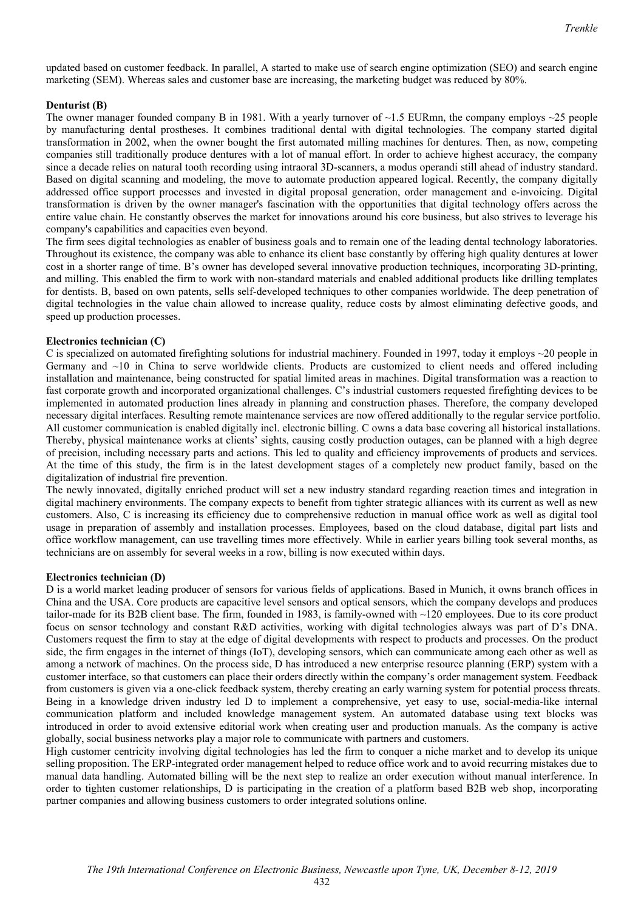updated based on customer feedback. In parallel, A started to make use of search engine optimization (SEO) and search engine marketing (SEM). Whereas sales and customer base are increasing, the marketing budget was reduced by 80%.

**Denturist (B)**

The owner manager founded company B in 1981. With a yearly turnover of ~1.5 EURmn, the company employs ~25 people by manufacturing dental prostheses. It combines traditional dental with digital technologies. The company started digital transformation in 2002, when the owner bought the first automated milling machines for dentures. Then, as now, competing companies still traditionally produce dentures with a lot of manual effort. In order to achieve highest accuracy, the company since a decade relies on natural tooth recording using intraoral 3D-scanners, a modus operandi still ahead of industry standard. Based on digital scanning and modeling, the move to automate production appeared logical. Recently, the company digitally addressed office support processes and invested in digital proposal generation, order management and e-invoicing. Digital transformation is driven by the owner manager's fascination with the opportunities that digital technology offers across the entire value chain. He constantly observes the market for innovations around his core business, but also strives to leverage his company's capabilities and capacities even beyond.

The firm sees digital technologies as enabler of business goals and to remain one of the leading dental technology laboratories. Throughout its existence, the company was able to enhance its client base constantly by offering high quality dentures at lower cost in a shorter range of time. B's owner has developed several innovative production techniques, incorporating 3D-printing, and milling. This enabled the firm to work with non-standard materials and enabled additional products like drilling templates for dentists. B, based on own patents, sells self-developed techniques to other companies worldwide. The deep penetration of digital technologies in the value chain allowed to increase quality, reduce costs by almost eliminating defective goods, and speed up production processes.

**Electronics technician (C)**

C is specialized on automated firefighting solutions for industrial machinery. Founded in 1997, today it employs ~20 people in Germany and ~10 in China to serve worldwide clients. Products are customized to client needs and offered including installation and maintenance, being constructed for spatial limited areas in machines. Digital transformation was a reaction to fast corporate growth and incorporated organizational challenges. C's industrial customers requested firefighting devices to be implemented in automated production lines already in planning and construction phases. Therefore, the company developed necessary digital interfaces. Resulting remote maintenance services are now offered additionally to the regular service portfolio. All customer communication is enabled digitally incl. electronic billing. C owns a data base covering all historical installations. Thereby, physical maintenance works at clients' sights, causing costly production outages, can be planned with a high degree of precision, including necessary parts and actions. This led to quality and efficiency improvements of products and services. At the time of this study, the firm is in the latest development stages of a completely new product family, based on the digitalization of industrial fire prevention.

The newly innovated, digitally enriched product will set a new industry standard regarding reaction times and integration in digital machinery environments. The company expects to benefit from tighter strategic alliances with its current as well as new customers. Also, C is increasing its efficiency due to comprehensive reduction in manual office work as well as digital tool usage in preparation of assembly and installation processes. Employees, based on the cloud database, digital part lists and office workflow management, can use travelling times more effectively. While in earlier years billing took several months, as technicians are on assembly for several weeks in a row, billing is now executed within days.

**Electronics technician (D)**

D is a world market leading producer of sensors for various fields of applications. Based in Munich, it owns branch offices in China and the USA. Core products are capacitive level sensors and optical sensors, which the company develops and produces tailor-made for its B2B client base. The firm, founded in 1983, is family-owned with ~120 employees. Due to its core product focus on sensor technology and constant R&D activities, working with digital technologies always was part of D's DNA. Customers request the firm to stay at the edge of digital developments with respect to products and processes. On the product side, the firm engages in the internet of things (IoT), developing sensors, which can communicate among each other as well as among a network of machines. On the process side, D has introduced a new enterprise resource planning (ERP) system with a customer interface, so that customers can place their orders directly within the company's order management system. Feedback from customers is given via a one-click feedback system, thereby creating an early warning system for potential process threats. Being in a knowledge driven industry led D to implement a comprehensive, yet easy to use, social-media-like internal communication platform and included knowledge management system. An automated database using text blocks was introduced in order to avoid extensive editorial work when creating user and production manuals. As the company is active globally, social business networks play a major role to communicate with partners and customers.

High customer centricity involving digital technologies has led the firm to conquer a niche market and to develop its unique selling proposition. The ERP-integrated order management helped to reduce office work and to avoid recurring mistakes due to manual data handling. Automated billing will be the next step to realize an order execution without manual interference. In order to tighten customer relationships, D is participating in the creation of a platform based B2B web shop, incorporating partner companies and allowing business customers to order integrated solutions online.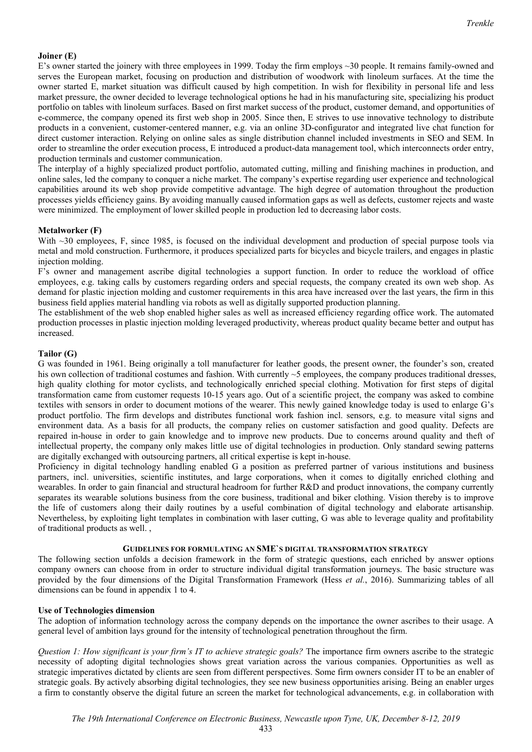**Joiner (E)**

E's owner started the joinery with three employees in 1999. Today the firm employs ~30 people. It remains family-owned and serves the European market, focusing on production and distribution of woodwork with linoleum surfaces. At the time the owner started E, market situation was difficult caused by high competition. In wish for flexibility in personal life and less market pressure, the owner decided to leverage technological options he had in his manufacturing site, specializing his product portfolio on tables with linoleum surfaces. Based on first market success of the product, customer demand, and opportunities of e-commerce, the company opened its first web shop in 2005. Since then, E strives to use innovative technology to distribute products in a convenient, customer-centered manner, e.g. via an online 3D-configurator and integrated live chat function for direct customer interaction. Relying on online sales as single distribution channel included investments in SEO and SEM. In order to streamline the order execution process, E introduced a product-data management tool, which interconnects order entry, production terminals and customer communication.

The interplay of a highly specialized product portfolio, automated cutting, milling and finishing machines in production, and online sales, led the company to conquer a niche market. The company's expertise regarding user experience and technological capabilities around its web shop provide competitive advantage. The high degree of automation throughout the production processes yields efficiency gains. By avoiding manually caused information gaps as well as defects, customer rejects and waste were minimized. The employment of lower skilled people in production led to decreasing labor costs.

**Metalworker (F)**

With ~30 employees, F, since 1985, is focused on the individual development and production of special purpose tools via metal and mold construction. Furthermore, it produces specialized parts for bicycles and bicycle trailers, and engages in plastic injection molding.

F's owner and management ascribe digital technologies a support function. In order to reduce the workload of office employees, e.g. taking calls by customers regarding orders and special requests, the company created its own web shop. As demand for plastic injection molding and customer requirements in this area have increased over the last years, the firm in this business field applies material handling via robots as well as digitally supported production planning.

The establishment of the web shop enabled higher sales as well as increased efficiency regarding office work. The automated production processes in plastic injection molding leveraged productivity, whereas product quality became better and output has increased.

**Tailor (G)**

G was founded in 1961. Being originally a toll manufacturer for leather goods, the present owner, the founder's son, created his own collection of traditional costumes and fashion. With currently ~5 employees, the company produces traditional dresses, high quality clothing for motor cyclists, and technologically enriched special clothing. Motivation for first steps of digital transformation came from customer requests 10-15 years ago. Out of a scientific project, the company was asked to combine textiles with sensors in order to document motions of the wearer. This newly gained knowledge today is used to enlarge G's product portfolio. The firm develops and distributes functional work fashion incl. sensors, e.g. to measure vital signs and environment data. As a basis for all products, the company relies on customer satisfaction and good quality. Defects are repaired in-house in order to gain knowledge and to improve new products. Due to concerns around quality and theft of intellectual property, the company only makes little use of digital technologies in production. Only standard sewing patterns are digitally exchanged with outsourcing partners, all critical expertise is kept in-house.

Proficiency in digital technology handling enabled G a position as preferred partner of various institutions and business partners, incl. universities, scientific institutes, and large corporations, when it comes to digitally enriched clothing and wearables. In order to gain financial and structural headroom for further R&D and product innovations, the company currently separates its wearable solutions business from the core business, traditional and biker clothing. Vision thereby is to improve the life of customers along their daily routines by a useful combination of digital technology and elaborate artisanship. Nevertheless, by exploiting light templates in combination with laser cutting, G was able to leverage quality and profitability of traditional products as well. ,

## GUIDELINES FOR FORMULATING AN SME`S DIGITAL TRANSFORMATION STRATEGY

The following section unfolds a decision framework in the form of strategic questions, each enriched by answer options company owners can choose from in order to structure individual digital transformation journeys. The basic structure was provided by the four dimensions of the Digital Transformation Framework (Hess *et al.*, 2016). Summarizing tables of all dimensions can be found in appendix 1 to 4.

**Use of Technologies dimension**

The adoption of information technology across the company depends on the importance the owner ascribes to their usage. A general level of ambition lays ground for the intensity of technological penetration throughout the firm.

*Question 1: How significant is your firm's IT to achieve strategic goals?* The importance firm owners ascribe to the strategic necessity of adopting digital technologies shows great variation across the various companies. Opportunities as well as strategic imperatives dictated by clients are seen from different perspectives. Some firm owners consider IT to be an enabler of strategic goals. By actively absorbing digital technologies, they see new business opportunities arising. Being an enabler urges a firm to constantly observe the digital future an screen the market for technological advancements, e.g. in collaboration with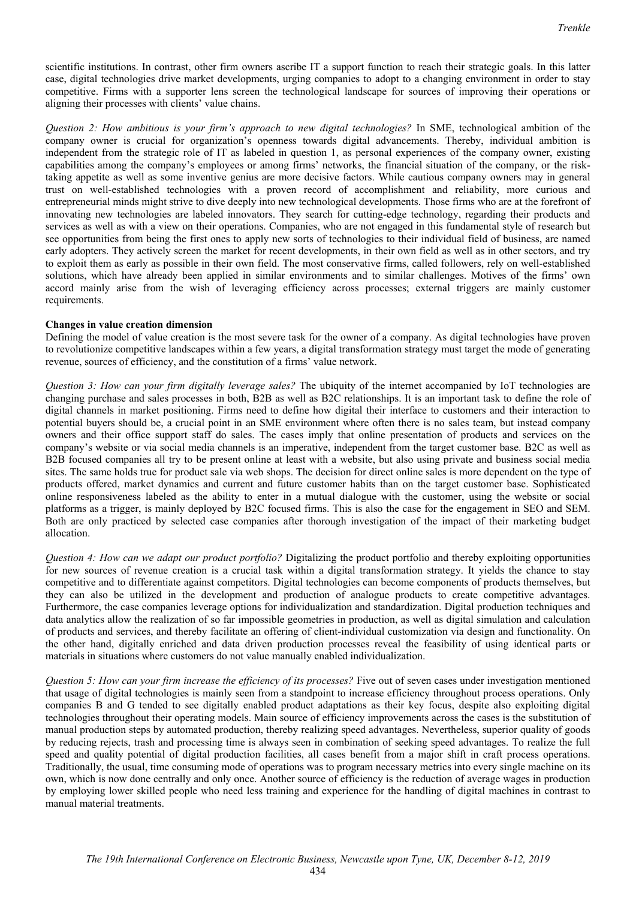scientific institutions. In contrast, other firm owners ascribe IT a support function to reach their strategic goals. In this latter case, digital technologies drive market developments, urging companies to adopt to a changing environment in order to stay competitive. Firms with a supporter lens screen the technological landscape for sources of improving their operations or aligning their processes with clients' value chains.

*Question 2: How ambitious is your firm's approach to new digital technologies?* In SME, technological ambition of the company owner is crucial for organization's openness towards digital advancements. Thereby, individual ambition is independent from the strategic role of IT as labeled in question 1, as personal experiences of the company owner, existing capabilities among the company's employees or among firms' networks, the financial situation of the company, or the risk-taking appetite as well as some inventive genius are more decisive factors. While cautious company owners may in general trust on well-established technologies with a proven record of accomplishment and reliability, more curious and entrepreneurial minds might strive to dive deeply into new technological developments. Those firms who are at the forefront of innovating new technologies are labeled innovators. They search for cutting-edge technology, regarding their products and services as well as with a view on their operations. Companies, who are not engaged in this fundamental style of research but see opportunities from being the first ones to apply new sorts of technologies to their individual field of business, are named early adopters. They actively screen the market for recent developments, in their own field as well as in other sectors, and try to exploit them as early as possible in their own field. The most conservative firms, called followers, rely on well-established solutions, which have already been applied in similar environments and to similar challenges. Motives of the firms' own accord mainly arise from the wish of leveraging efficiency across processes; external triggers are mainly customer requirements.

**Changes in value creation dimension**

Defining the model of value creation is the most severe task for the owner of a company. As digital technologies have proven to revolutionize competitive landscapes within a few years, a digital transformation strategy must target the mode of generating revenue, sources of efficiency, and the constitution of a firms' value network.

*Question 3: How can your firm digitally leverage sales?* The ubiquity of the internet accompanied by IoT technologies are changing purchase and sales processes in both, B2B as well as B2C relationships. It is an important task to define the role of digital channels in market positioning. Firms need to define how digital their interface to customers and their interaction to potential buyers should be, a crucial point in an SME environment where often there is no sales team, but instead company owners and their office support staff do sales. The cases imply that online presentation of products and services on the company's website or via social media channels is an imperative, independent from the target customer base. B2C as well as B2B focused companies all try to be present online at least with a website, but also using private and business social media sites. The same holds true for product sale via web shops. The decision for direct online sales is more dependent on the type of products offered, market dynamics and current and future customer habits than on the target customer base. Sophisticated online responsiveness labeled as the ability to enter in a mutual dialogue with the customer, using the website or social platforms as a trigger, is mainly deployed by B2C focused firms. This is also the case for the engagement in SEO and SEM. Both are only practiced by selected case companies after thorough investigation of the impact of their marketing budget allocation.

*Question 4: How can we adapt our product portfolio?* Digitalizing the product portfolio and thereby exploiting opportunities for new sources of revenue creation is a crucial task within a digital transformation strategy. It yields the chance to stay competitive and to differentiate against competitors. Digital technologies can become components of products themselves, but they can also be utilized in the development and production of analogue products to create competitive advantages. Furthermore, the case companies leverage options for individualization and standardization. Digital production techniques and data analytics allow the realization of so far impossible geometries in production, as well as digital simulation and calculation of products and services, and thereby facilitate an offering of client-individual customization via design and functionality. On the other hand, digitally enriched and data driven production processes reveal the feasibility of using identical parts or materials in situations where customers do not value manually enabled individualization.

*Question 5: How can your firm increase the efficiency of its processes?* Five out of seven cases under investigation mentioned that usage of digital technologies is mainly seen from a standpoint to increase efficiency throughout process operations. Only companies B and G tended to see digitally enabled product adaptations as their key focus, despite also exploiting digital technologies throughout their operating models. Main source of efficiency improvements across the cases is the substitution of manual production steps by automated production, thereby realizing speed advantages. Nevertheless, superior quality of goods by reducing rejects, trash and processing time is always seen in combination of seeking speed advantages. To realize the full speed and quality potential of digital production facilities, all cases benefit from a major shift in craft process operations. Traditionally, the usual, time consuming mode of operations was to program necessary metrics into every single machine on its own, which is now done centrally and only once. Another source of efficiency is the reduction of average wages in production by employing lower skilled people who need less training and experience for the handling of digital machines in contrast to manual material treatments.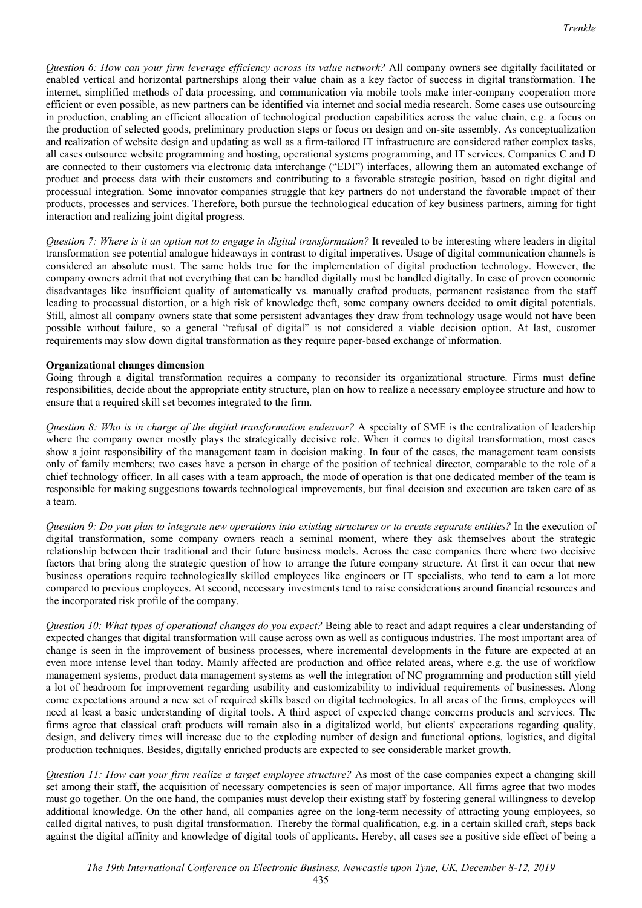*Question 6: How can your firm leverage efficiency across its value network?* All company owners see digitally facilitated or enabled vertical and horizontal partnerships along their value chain as a key factor of success in digital transformation. The internet, simplified methods of data processing, and communication via mobile tools make inter-company cooperation more efficient or even possible, as new partners can be identified via internet and social media research. Some cases use outsourcing in production, enabling an efficient allocation of technological production capabilities across the value chain, e.g. a focus on the production of selected goods, preliminary production steps or focus on design and on-site assembly. As conceptualization and realization of website design and updating as well as a firm-tailored IT infrastructure are considered rather complex tasks, all cases outsource website programming and hosting, operational systems programming, and IT services. Companies C and D are connected to their customers via electronic data interchange ("EDI") interfaces, allowing them an automated exchange of product and process data with their customers and contributing to a favorable strategic position, based on tight digital and processual integration. Some innovator companies struggle that key partners do not understand the favorable impact of their products, processes and services. Therefore, both pursue the technological education of key business partners, aiming for tight interaction and realizing joint digital progress.

*Question 7: Where is it an option not to engage in digital transformation?* It revealed to be interesting where leaders in digital transformation see potential analogue hideaways in contrast to digital imperatives. Usage of digital communication channels is considered an absolute must. The same holds true for the implementation of digital production technology. However, the company owners admit that not everything that can be handled digitally must be handled digitally. In case of proven economic disadvantages like insufficient quality of automatically vs. manually crafted products, permanent resistance from the staff leading to processual distortion, or a high risk of knowledge theft, some company owners decided to omit digital potentials. Still, almost all company owners state that some persistent advantages they draw from technology usage would not have been possible without failure, so a general "refusal of digital" is not considered a viable decision option. At last, customer requirements may slow down digital transformation as they require paper-based exchange of information.

**Organizational changes dimension**

Going through a digital transformation requires a company to reconsider its organizational structure. Firms must define responsibilities, decide about the appropriate entity structure, plan on how to realize a necessary employee structure and how to ensure that a required skill set becomes integrated to the firm.

*Question 8: Who is in charge of the digital transformation endeavor?* A specialty of SME is the centralization of leadership where the company owner mostly plays the strategically decisive role. When it comes to digital transformation, most cases show a joint responsibility of the management team in decision making. In four of the cases, the management team consists only of family members; two cases have a person in charge of the position of technical director, comparable to the role of a chief technology officer. In all cases with a team approach, the mode of operation is that one dedicated member of the team is responsible for making suggestions towards technological improvements, but final decision and execution are taken care of as a team.

*Question 9: Do you plan to integrate new operations into existing structures or to create separate entities?* In the execution of digital transformation, some company owners reach a seminal moment, where they ask themselves about the strategic relationship between their traditional and their future business models. Across the case companies there where two decisive factors that bring along the strategic question of how to arrange the future company structure. At first it can occur that new business operations require technologically skilled employees like engineers or IT specialists, who tend to earn a lot more compared to previous employees. At second, necessary investments tend to raise considerations around financial resources and the incorporated risk profile of the company.

*Question 10: What types of operational changes do you expect?* Being able to react and adapt requires a clear understanding of expected changes that digital transformation will cause across own as well as contiguous industries. The most important area of change is seen in the improvement of business processes, where incremental developments in the future are expected at an even more intense level than today. Mainly affected are production and office related areas, where e.g. the use of workflow management systems, product data management systems as well the integration of NC programming and production still yield a lot of headroom for improvement regarding usability and customizability to individual requirements of businesses. Along come expectations around a new set of required skills based on digital technologies. In all areas of the firms, employees will need at least a basic understanding of digital tools. A third aspect of expected change concerns products and services. The firms agree that classical craft products will remain also in a digitalized world, but clients' expectations regarding quality, design, and delivery times will increase due to the exploding number of design and functional options, logistics, and digital production techniques. Besides, digitally enriched products are expected to see considerable market growth.

*Question 11: How can your firm realize a target employee structure?* As most of the case companies expect a changing skill set among their staff, the acquisition of necessary competencies is seen of major importance. All firms agree that two modes must go together. On the one hand, the companies must develop their existing staff by fostering general willingness to develop additional knowledge. On the other hand, all companies agree on the long-term necessity of attracting young employees, so called digital natives, to push digital transformation. Thereby the formal qualification, e.g. in a certain skilled craft, steps back against the digital affinity and knowledge of digital tools of applicants. Hereby, all cases see a positive side effect of being a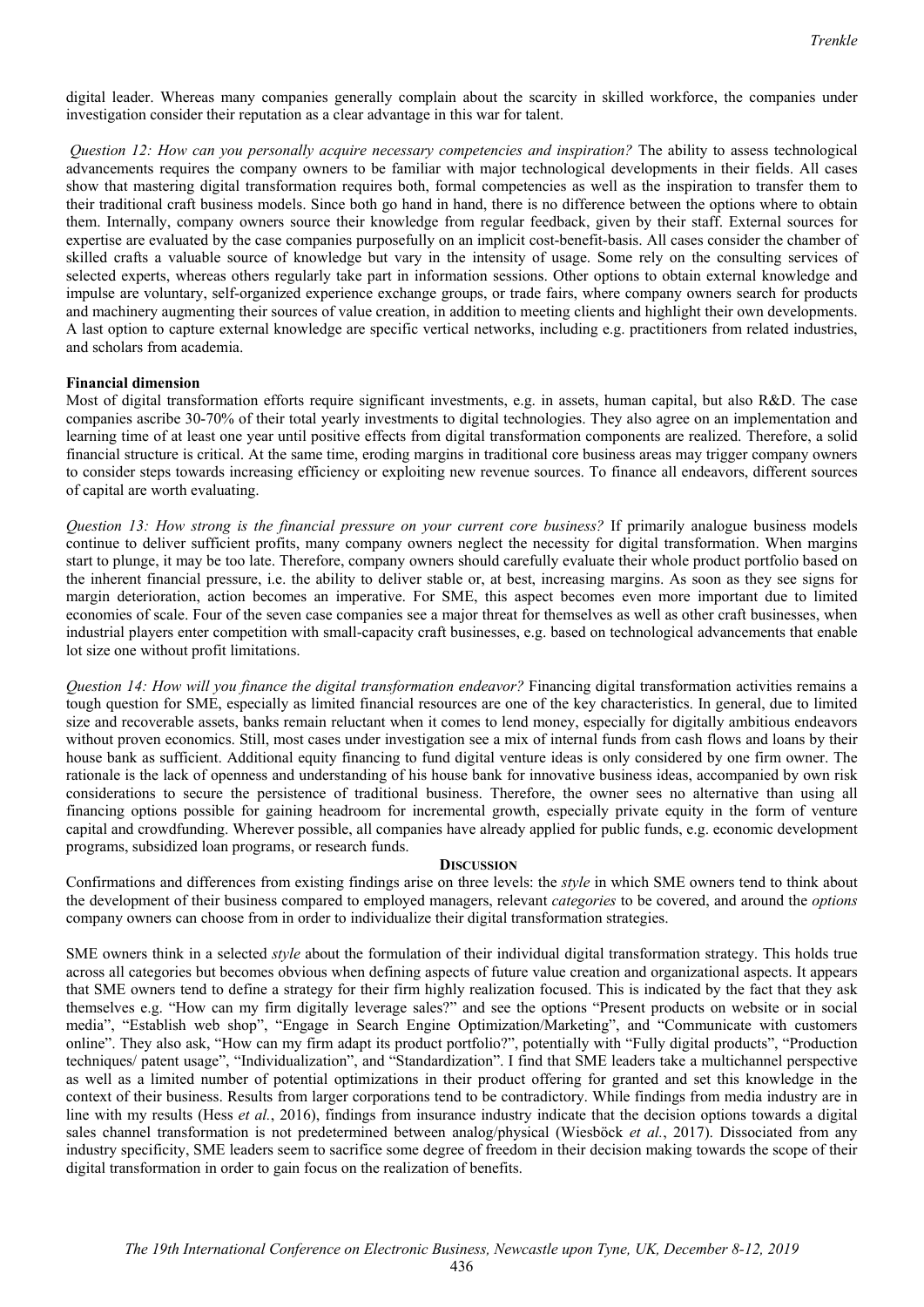digital leader. Whereas many companies generally complain about the scarcity in skilled workforce, the companies under investigation consider their reputation as a clear advantage in this war for talent.

*Question 12: How can you personally acquire necessary competencies and inspiration?* The ability to assess technological advancements requires the company owners to be familiar with major technological developments in their fields. All cases show that mastering digital transformation requires both, formal competencies as well as the inspiration to transfer them to their traditional craft business models. Since both go hand in hand, there is no difference between the options where to obtain them. Internally, company owners source their knowledge from regular feedback, given by their staff. External sources for expertise are evaluated by the case companies purposefully on an implicit cost-benefit-basis. All cases consider the chamber of skilled crafts a valuable source of knowledge but vary in the intensity of usage. Some rely on the consulting services of selected experts, whereas others regularly take part in information sessions. Other options to obtain external knowledge and impulse are voluntary, self-organized experience exchange groups, or trade fairs, where company owners search for products and machinery augmenting their sources of value creation, in addition to meeting clients and highlight their own developments. A last option to capture external knowledge are specific vertical networks, including e.g. practitioners from related industries, and scholars from academia.

**Financial dimension**

Most of digital transformation efforts require significant investments, e.g. in assets, human capital, but also R&D. The case companies ascribe 30-70% of their total yearly investments to digital technologies. They also agree on an implementation and learning time of at least one year until positive effects from digital transformation components are realized. Therefore, a solid financial structure is critical. At the same time, eroding margins in traditional core business areas may trigger company owners to consider steps towards increasing efficiency or exploiting new revenue sources. To finance all endeavors, different sources of capital are worth evaluating.

*Question 13: How strong is the financial pressure on your current core business?* If primarily analogue business models continue to deliver sufficient profits, many company owners neglect the necessity for digital transformation. When margins start to plunge, it may be too late. Therefore, company owners should carefully evaluate their whole product portfolio based on the inherent financial pressure, i.e. the ability to deliver stable or, at best, increasing margins. As soon as they see signs for margin deterioration, action becomes an imperative. For SME, this aspect becomes even more important due to limited economies of scale. Four of the seven case companies see a major threat for themselves as well as other craft businesses, when industrial players enter competition with small-capacity craft businesses, e.g. based on technological advancements that enable lot size one without profit limitations.

*Question 14: How will you finance the digital transformation endeavor?* Financing digital transformation activities remains a tough question for SME, especially as limited financial resources are one of the key characteristics. In general, due to limited size and recoverable assets, banks remain reluctant when it comes to lend money, especially for digitally ambitious endeavors without proven economics. Still, most cases under investigation see a mix of internal funds from cash flows and loans by their house bank as sufficient. Additional equity financing to fund digital venture ideas is only considered by one firm owner. The rationale is the lack of openness and understanding of his house bank for innovative business ideas, accompanied by own risk considerations to secure the persistence of traditional business. Therefore, the owner sees no alternative than using all financing options possible for gaining headroom for incremental growth, especially private equity in the form of venture capital and crowdfunding. Wherever possible, all companies have already applied for public funds, e.g. economic development programs, subsidized loan programs, or research funds.

## DISCUSSION

Confirmations and differences from existing findings arise on three levels: the *style* in which SME owners tend to think about the development of their business compared to employed managers, relevant *categories* to be covered, and around the *options* company owners can choose from in order to individualize their digital transformation strategies.

SME owners think in a selected *style* about the formulation of their individual digital transformation strategy. This holds true across all categories but becomes obvious when defining aspects of future value creation and organizational aspects. It appears that SME owners tend to define a strategy for their firm highly realization focused. This is indicated by the fact that they ask themselves e.g. "How can my firm digitally leverage sales?" and see the options "Present products on website or in social media", "Establish web shop", "Engage in Search Engine Optimization/Marketing", and "Communicate with customers online". They also ask, "How can my firm adapt its product portfolio?", potentially with "Fully digital products", "Production techniques/ patent usage", "Individualization", and "Standardization". I find that SME leaders take a multichannel perspective as well as a limited number of potential optimizations in their product offering for granted and set this knowledge in the context of their business. Results from larger corporations tend to be contradictory. While findings from media industry are in line with my results (Hess *et al.*, 2016), findings from insurance industry indicate that the decision options towards a digital sales channel transformation is not predetermined between analog/physical (Wiesböck *et al.*, 2017). Dissociated from any industry specificity, SME leaders seem to sacrifice some degree of freedom in their decision making towards the scope of their digital transformation in order to gain focus on the realization of benefits.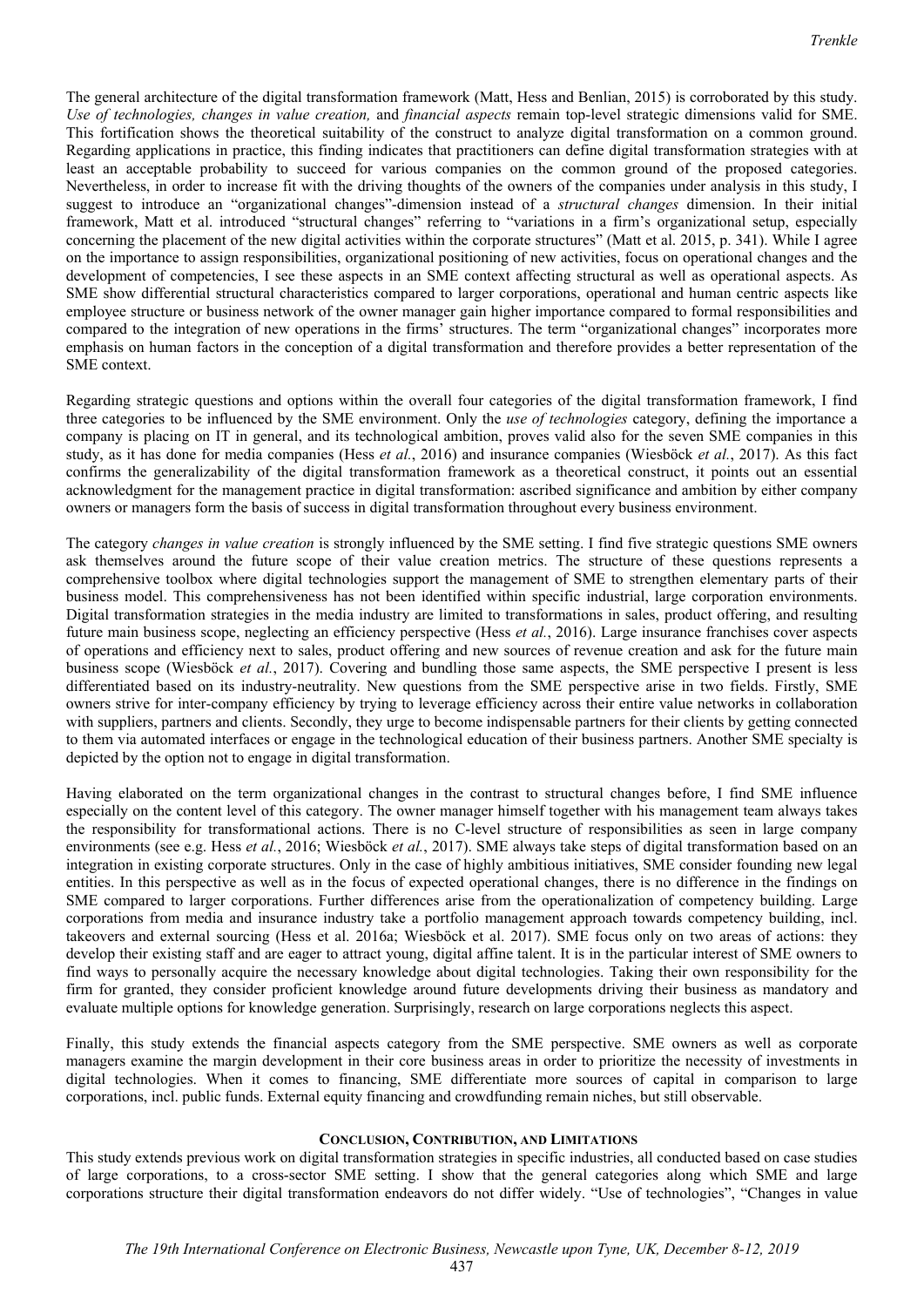The general architecture of the digital transformation framework (Matt, Hess and Benlian, 2015) is corroborated by this study. *Use of technologies, changes in value creation,* and *financial aspects* remain top-level strategic dimensions valid for SME. This fortification shows the theoretical suitability of the construct to analyze digital transformation on a common ground. Regarding applications in practice, this finding indicates that practitioners can define digital transformation strategies with at least an acceptable probability to succeed for various companies on the common ground of the proposed categories. Nevertheless, in order to increase fit with the driving thoughts of the owners of the companies under analysis in this study, I suggest to introduce an "organizational changes"-dimension instead of a *structural changes* dimension. In their initial framework, Matt et al. introduced "structural changes" referring to "variations in a firm's organizational setup, especially concerning the placement of the new digital activities within the corporate structures" (Matt et al. 2015, p. 341). While I agree on the importance to assign responsibilities, organizational positioning of new activities, focus on operational changes and the development of competencies, I see these aspects in an SME context affecting structural as well as operational aspects. As SME show differential structural characteristics compared to larger corporations, operational and human centric aspects like employee structure or business network of the owner manager gain higher importance compared to formal responsibilities and compared to the integration of new operations in the firms' structures. The term "organizational changes" incorporates more emphasis on human factors in the conception of a digital transformation and therefore provides a better representation of the SME context.

Regarding strategic questions and options within the overall four categories of the digital transformation framework, I find three categories to be influenced by the SME environment. Only the *use of technologies* category, defining the importance a company is placing on IT in general, and its technological ambition, proves valid also for the seven SME companies in this study, as it has done for media companies (Hess *et al.*, 2016) and insurance companies (Wiesböck *et al.*, 2017). As this fact confirms the generalizability of the digital transformation framework as a theoretical construct, it points out an essential acknowledgment for the management practice in digital transformation: ascribed significance and ambition by either company owners or managers form the basis of success in digital transformation throughout every business environment.

The category *changes in value creation* is strongly influenced by the SME setting. I find five strategic questions SME owners ask themselves around the future scope of their value creation metrics. The structure of these questions represents a comprehensive toolbox where digital technologies support the management of SME to strengthen elementary parts of their business model. This comprehensiveness has not been identified within specific industrial, large corporation environments. Digital transformation strategies in the media industry are limited to transformations in sales, product offering, and resulting future main business scope, neglecting an efficiency perspective (Hess *et al.*, 2016). Large insurance franchises cover aspects of operations and efficiency next to sales, product offering and new sources of revenue creation and ask for the future main business scope (Wiesböck *et al.*, 2017). Covering and bundling those same aspects, the SME perspective I present is less differentiated based on its industry-neutrality. New questions from the SME perspective arise in two fields. Firstly, SME owners strive for inter-company efficiency by trying to leverage efficiency across their entire value networks in collaboration with suppliers, partners and clients. Secondly, they urge to become indispensable partners for their clients by getting connected to them via automated interfaces or engage in the technological education of their business partners. Another SME specialty is depicted by the option not to engage in digital transformation.

Having elaborated on the term organizational changes in the contrast to structural changes before, I find SME influence especially on the content level of this category. The owner manager himself together with his management team always takes the responsibility for transformational actions. There is no C-level structure of responsibilities as seen in large company environments (see e.g. Hess *et al.*, 2016; Wiesböck *et al.*, 2017). SME always take steps of digital transformation based on an integration in existing corporate structures. Only in the case of highly ambitious initiatives, SME consider founding new legal entities. In this perspective as well as in the focus of expected operational changes, there is no difference in the findings on SME compared to larger corporations. Further differences arise from the operationalization of competency building. Large corporations from media and insurance industry take a portfolio management approach towards competency building, incl. takeovers and external sourcing (Hess et al. 2016a; Wiesböck et al. 2017). SME focus only on two areas of actions: they develop their existing staff and are eager to attract young, digital affine talent. It is in the particular interest of SME owners to find ways to personally acquire the necessary knowledge about digital technologies. Taking their own responsibility for the firm for granted, they consider proficient knowledge around future developments driving their business as mandatory and evaluate multiple options for knowledge generation. Surprisingly, research on large corporations neglects this aspect.

Finally, this study extends the financial aspects category from the SME perspective. SME owners as well as corporate managers examine the margin development in their core business areas in order to prioritize the necessity of investments in digital technologies. When it comes to financing, SME differentiate more sources of capital in comparison to large corporations, incl. public funds. External equity financing and crowdfunding remain niches, but still observable.

## CONCLUSION, CONTRIBUTION, AND LIMITATIONS

This study extends previous work on digital transformation strategies in specific industries, all conducted based on case studies of large corporations, to a cross-sector SME setting. I show that the general categories along which SME and large corporations structure their digital transformation endeavors do not differ widely. "Use of technologies", "Changes in value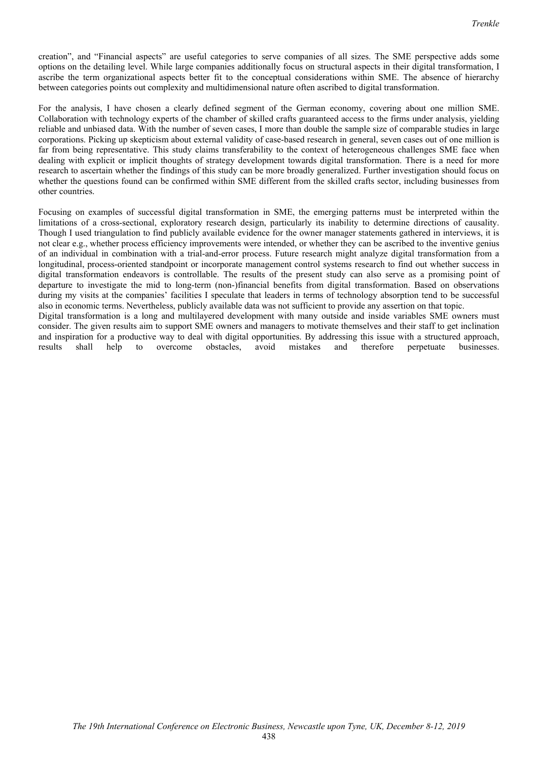creation", and "Financial aspects" are useful categories to serve companies of all sizes. The SME perspective adds some options on the detailing level. While large companies additionally focus on structural aspects in their digital transformation, I ascribe the term organizational aspects better fit to the conceptual considerations within SME. The absence of hierarchy between categories points out complexity and multidimensional nature often ascribed to digital transformation.

For the analysis, I have chosen a clearly defined segment of the German economy, covering about one million SME. Collaboration with technology experts of the chamber of skilled crafts guaranteed access to the firms under analysis, yielding reliable and unbiased data. With the number of seven cases, I more than double the sample size of comparable studies in large corporations. Picking up skepticism about external validity of case-based research in general, seven cases out of one million is far from being representative. This study claims transferability to the context of heterogeneous challenges SME face when dealing with explicit or implicit thoughts of strategy development towards digital transformation. There is a need for more research to ascertain whether the findings of this study can be more broadly generalized. Further investigation should focus on whether the questions found can be confirmed within SME different from the skilled crafts sector, including businesses from other countries.

Focusing on examples of successful digital transformation in SME, the emerging patterns must be interpreted within the limitations of a cross-sectional, exploratory research design, particularly its inability to determine directions of causality. Though I used triangulation to find publicly available evidence for the owner manager statements gathered in interviews, it is not clear e.g., whether process efficiency improvements were intended, or whether they can be ascribed to the inventive genius of an individual in combination with a trial-and-error process. Future research might analyze digital transformation from a longitudinal, process-oriented standpoint or incorporate management control systems research to find out whether success in digital transformation endeavors is controllable. The results of the present study can also serve as a promising point of departure to investigate the mid to long-term (non-)financial benefits from digital transformation. Based on observations during my visits at the companies' facilities I speculate that leaders in terms of technology absorption tend to be successful also in economic terms. Nevertheless, publicly available data was not sufficient to provide any assertion on that topic.

Digital transformation is a long and multilayered development with many outside and inside variables SME owners must consider. The given results aim to support SME owners and managers to motivate themselves and their staff to get inclination and inspiration for a productive way to deal with digital opportunities. By addressing this issue with a structured approach, results shall help to overcome obstacles, avoid mistakes and therefore perpetuate businesses.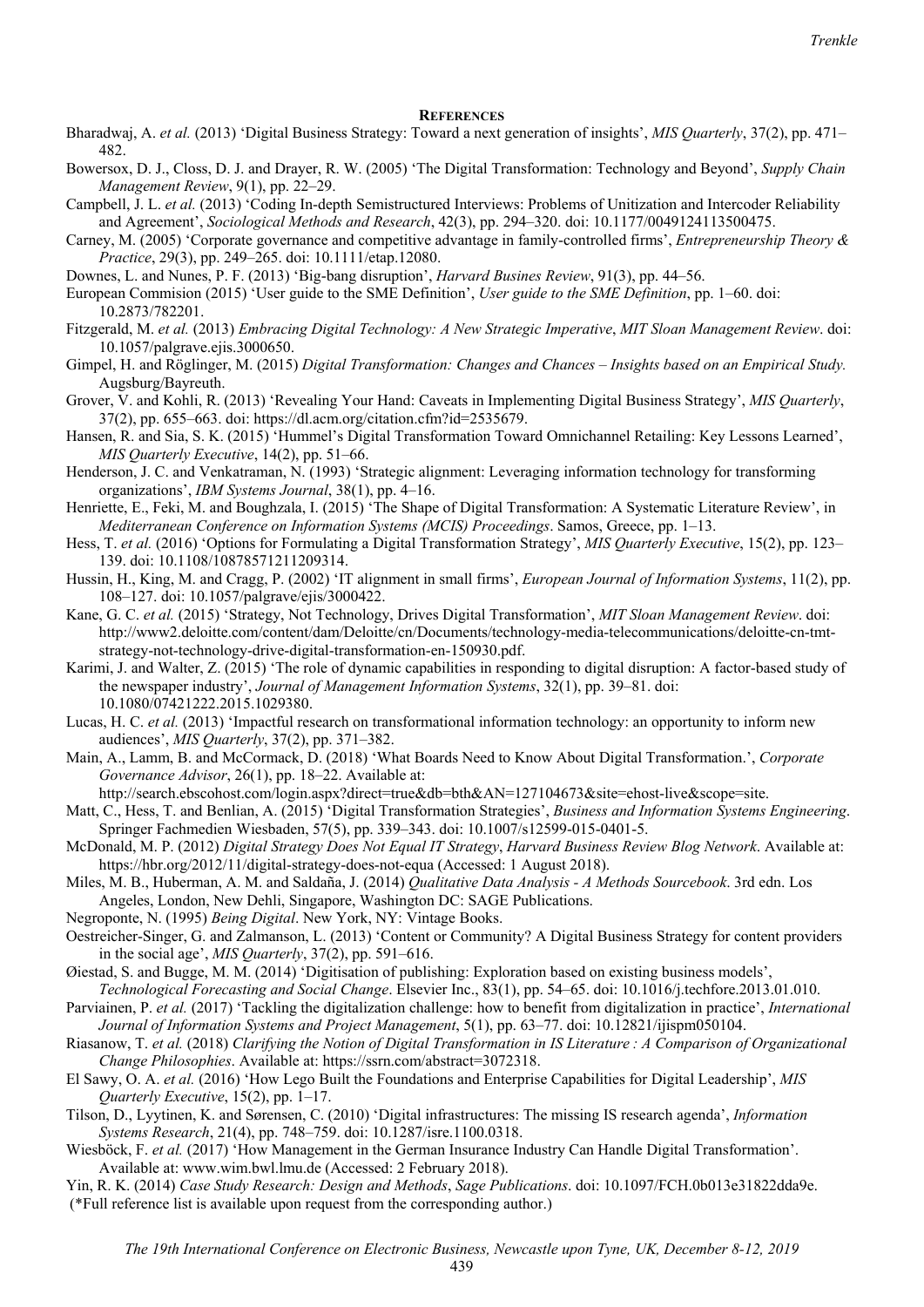## REFERENCES

Bharadwaj, A. *et al.* (2013) 'Digital Business Strategy: Toward a next generation of insights', *MIS Quarterly*, 37(2), pp. 471–482.

Bowersox, D. J., Closs, D. J. and Drayer, R. W. (2005) 'The Digital Transformation: Technology and Beyond', *Supply Chain Management Review*, 9(1), pp. 22–29.

Campbell, J. L. *et al.* (2013) 'Coding In-depth Semistructured Interviews: Problems of Unitization and Intercoder Reliability and Agreement', *Sociological Methods and Research*, 42(3), pp. 294–320. doi: 10.1177/0049124113500475.

Carney, M. (2005) 'Corporate governance and competitive advantage in family-controlled firms', *Entrepreneurship Theory & Practice*, 29(3), pp. 249–265. doi: 10.1111/etap.12080.

Downes, L. and Nunes, P. F. (2013) 'Big-bang disruption', *Harvard Busines Review*, 91(3), pp. 44–56.

European Commision (2015) 'User guide to the SME Definition', *User guide to the SME Definition*, pp. 1–60. doi: 10.2873/782201.

Fitzgerald, M. *et al.* (2013) *Embracing Digital Technology: A New Strategic Imperative*, *MIT Sloan Management Review*. doi: 10.1057/palgrave.ejis.3000650.

Gimpel, H. and Röglinger, M. (2015) *Digital Transformation: Changes and Chances – Insights based on an Empirical Study.* Augsburg/Bayreuth.

Grover, V. and Kohli, R. (2013) 'Revealing Your Hand: Caveats in Implementing Digital Business Strategy', *MIS Quarterly*, 37(2), pp. 655–663. doi: https://dl.acm.org/citation.cfm?id=2535679.

Hansen, R. and Sia, S. K. (2015) 'Hummel's Digital Transformation Toward Omnichannel Retailing: Key Lessons Learned', *MIS Quarterly Executive*, 14(2), pp. 51–66.

Henderson, J. C. and Venkatraman, N. (1993) 'Strategic alignment: Leveraging information technology for transforming organizations', *IBM Systems Journal*, 38(1), pp. 4–16.

Henriette, E., Feki, M. and Boughzala, I. (2015) 'The Shape of Digital Transformation: A Systematic Literature Review', in *Mediterranean Conference on Information Systems (MCIS) Proceedings*. Samos, Greece, pp. 1–13.

Hess, T. *et al.* (2016) 'Options for Formulating a Digital Transformation Strategy', *MIS Quarterly Executive*, 15(2), pp. 123–139. doi: 10.1108/10878571211209314.

Hussin, H., King, M. and Cragg, P. (2002) 'IT alignment in small firms', *European Journal of Information Systems*, 11(2), pp. 108–127. doi: 10.1057/palgrave/ejis/3000422.

Kane, G. C. *et al.* (2015) 'Strategy, Not Technology, Drives Digital Transformation', *MIT Sloan Management Review*. doi: http://www2.deloitte.com/content/dam/Deloitte/cn/Documents/technology-media-telecommunications/deloitte-cn-tmt-strategy-not-technology-drive-digital-transformation-en-150930.pdf.

Karimi, J. and Walter, Z. (2015) 'The role of dynamic capabilities in responding to digital disruption: A factor-based study of the newspaper industry', *Journal of Management Information Systems*, 32(1), pp. 39–81. doi: 10.1080/07421222.2015.1029380.

Lucas, H. C. *et al.* (2013) 'Impactful research on transformational information technology: an opportunity to inform new audiences', *MIS Quarterly*, 37(2), pp. 371–382.

Main, A., Lamm, B. and McCormack, D. (2018) 'What Boards Need to Know About Digital Transformation.', *Corporate Governance Advisor*, 26(1), pp. 18–22. Available at: http://search.ebscohost.com/login.aspx?direct=true&db=bth&AN=127104673&site=ehost-live&scope=site.

Matt, C., Hess, T. and Benlian, A. (2015) 'Digital Transformation Strategies', *Business and Information Systems Engineering*. Springer Fachmedien Wiesbaden, 57(5), pp. 339–343. doi: 10.1007/s12599-015-0401-5.

McDonald, M. P. (2012) *Digital Strategy Does Not Equal IT Strategy*, *Harvard Business Review Blog Network*. Available at: https://hbr.org/2012/11/digital-strategy-does-not-equa (Accessed: 1 August 2018).

Miles, M. B., Huberman, A. M. and Saldaña, J. (2014) *Qualitative Data Analysis - A Methods Sourcebook*. 3rd edn. Los Angeles, London, New Dehli, Singapore, Washington DC: SAGE Publications.

Negroponte, N. (1995) *Being Digital*. New York, NY: Vintage Books.

Oestreicher-Singer, G. and Zalmanson, L. (2013) 'Content or Community? A Digital Business Strategy for content providers in the social age', *MIS Quarterly*, 37(2), pp. 591–616.

Øiestad, S. and Bugge, M. M. (2014) 'Digitisation of publishing: Exploration based on existing business models', *Technological Forecasting and Social Change*. Elsevier Inc., 83(1), pp. 54–65. doi: 10.1016/j.techfore.2013.01.010.

Parviainen, P. *et al.* (2017) 'Tackling the digitalization challenge: how to benefit from digitalization in practice', *International Journal of Information Systems and Project Management*, 5(1), pp. 63–77. doi: 10.12821/ijispm050104.

Riasanow, T. *et al.* (2018) *Clarifying the Notion of Digital Transformation in IS Literature : A Comparison of Organizational Change Philosophies*. Available at: https://ssrn.com/abstract=3072318.

El Sawy, O. A. *et al.* (2016) 'How Lego Built the Foundations and Enterprise Capabilities for Digital Leadership', *MIS Quarterly Executive*, 15(2), pp. 1–17.

Tilson, D., Lyytinen, K. and Sørensen, C. (2010) 'Digital infrastructures: The missing IS research agenda', *Information Systems Research*, 21(4), pp. 748–759. doi: 10.1287/isre.1100.0318.

Wiesböck, F. *et al.* (2017) 'How Management in the German Insurance Industry Can Handle Digital Transformation'. Available at: www.wim.bwl.lmu.de (Accessed: 2 February 2018).

Yin, R. K. (2014) *Case Study Research: Design and Methods*, *Sage Publications*. doi: 10.1097/FCH.0b013e31822dda9e.

(*Full reference list is available upon request from the corresponding author.)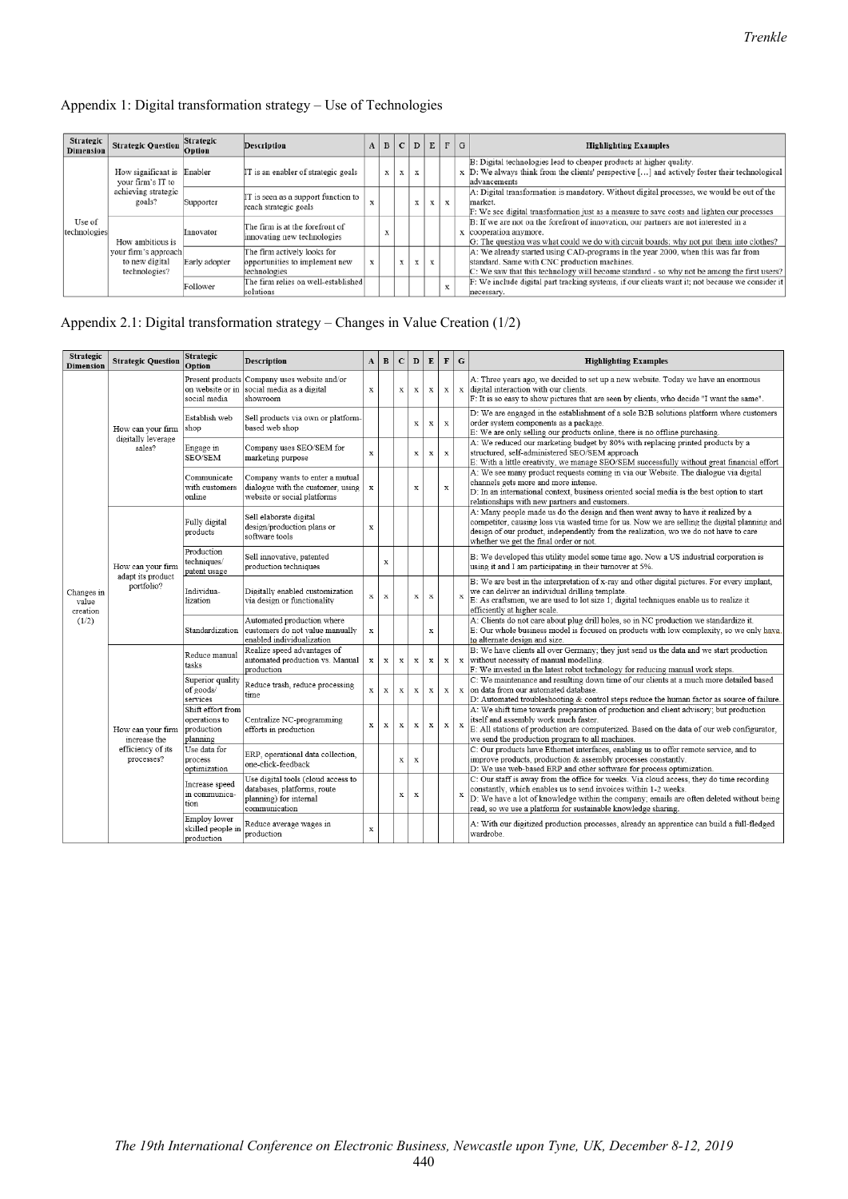## Appendix 1: Digital transformation strategy – Use of Technologies

| Strategic Dimension | Strategic Question | Strategic Option | Description | A | B | C | D | E | F | G | Highlighting Examples |
|---|---|---|---|---|---|---|---|---|---|---|---|
| Use of technologies | How significant is your firm's IT to achieving strategic goals? | Enabler | IT is an enabler of strategic goals | | x | x | x | | | x | B: Digital technologies lead to cheaper products at higher quality.<br>D: We always think from the clients' perspective […] and actively foster their technological advancements |
| | | Supporter | IT is seen as a support function to reach strategic goals | x | | | x | x | x | | A: Digital transformation is mandatory. Without digital processes, we would be out of the market.<br>F: We see digital transformation just as a measure to save costs and lighten our processes |
| | How ambitious is your firm's approach to new digital technologies? | Innovator | The firm is at the forefront of innovating new technologies | | x | | | | | x | B: If we are not on the forefront of innovation, our partners are not interested in a cooperation anymore.<br>G: The question was what could we do with circuit boards; why not put them into clothes? |
| | | Early adopter | The firm actively looks for opportunities to implement new technologies | x | | x | x | x | | | A: We already started using CAD-programs in the year 2000, when this was far from standard. Same with CNC production machines.<br>C: We saw that this technology will become standard - so why not be among the first users? |
| | | Follower | The firm relies on well-established solutions | | | | | | x | | F: We include digital part tracking systems, if our clients want it; not because we consider it necessary. |

## Appendix 2.1: Digital transformation strategy – Changes in Value Creation (1/2)

| Strategic Dimension | Strategic Question | Strategic Option | Description | A | B | C | D | E | F | G | Highlighting Examples |
|---|---|---|---|---|---|---|---|---|---|---|---|
| Changes in value creation (1/2) | How can your firm digitally leverage sales? | Present products on website or in social media | Company uses website and/or social media as a digital showroom | x | | x | x | x | x | x | A: Three years ago, we decided to set up a new website. Today we have an enormous digital interaction with our clients.<br>F: It is so easy to show pictures that are seen by clients, who decide "I want the same". |
| | | Establish web shop | Sell products via own or platform-based web shop | | | | x | x | x | | D: We are engaged in the establishment of a sole B2B solutions platform where customers order system components as a package.<br>E: We are only selling our products online, there is no offline purchasing. |
| | | Engage in SEO/SEM | Company uses SEO/SEM for marketing purpose | x | | | x | x | x | | A: We reduced our marketing budget by 80% with replacing printed products by a structured, self-administered SEO/SEM approach<br>E: With a little creativity, we manage SEO/SEM successfully without great financial effort |
| | | Communicate with customers online | Company wants to enter a mutual dialogue with the customer, using website or social platforms | x | | | x | | x | | A: We see many product requests coming in via our Website. The dialogue via digital channels gets more and more intense.<br>D: In an international context, business oriented social media is the best option to start relationships with new partners and customers. |
| | How can your firm adapt its product portfolio? | Fully digital products | Sell elaborate digital design/production plans or software tools | x | | | | | | | A: Many people made us do the design and then went away to have it realized by a competitor, causing loss via wasted time for us. Now we are selling the digital planning and design of our product, independently from the realization, so we do not have to care whether we get the final order or not. |
| | | Production techniques/ patent usage | Sell innovative, patented production techniques | | x | | | | | | B: We developed this utility model some time ago. Now a US industrial corporation is using it and I am participating in their turnover at 5%. |
| | | Individua-lization | Digitally enabled customization via design or functionality | x | x | | x | x | | x | B: We are best in the interpretation of x-ray and other digital pictures. For every implant, we can deliver an individual drilling template.<br>E: As craftsmen, we are used to lot size 1; digital techniques enable us to realize it efficiently at higher scale. |
| | | Standardization | Automated production where customers do not value manually enabled individualization | x | | | | x | | | A: Clients do not care about plug drill holes, so in NC production we standardize it.<br>E: Our whole business model is focused on products with low complexity, so we only have to alternate design and size. |
| | How can your firm increase the efficiency of its processes? | Reduce manual tasks | Realize speed advantages of automated production vs. Manual production | x | x | x | x | x | x | x | B: We have clients all over Germany; they just send us the data and we start production without necessity of manual modelling.<br>F: We invested in the latest robot technology for reducing manual work steps. |
| | | Superior quality of goods/ services | Reduce trash, reduce processing time | x | x | x | x | x | x | x | C: We maintenance and resulting down time of our clients at a much more detailed based on data from our automated database.<br>D: Automated troubleshooting & control steps reduce the human factor as source of failure. |
| | | Shift effort from operations to production planning | Centralize NC-programming efforts in production | x | x | x | x | x | x | x | A: We shift time towards preparation of production and client advisory; but production itself and assembly work much faster.<br>E: All stations of production are computerized. Based on the data of our web configurator, we send the production program to all machines. |
| | | Use data for process optimization | ERP, operational data collection, one-click-feedback | | | x | x | | | | C: Our products have Ethernet interfaces, enabling us to offer remote service, and to improve products, production & assembly processes constantly.<br>D: We use web-based ERP and other software for process optimization. |
| | | Increase speed in communica-tion | Use digital tools (cloud access to databases, platforms, route planning) for internal communication | | | x | x | | | x | C: Our staff is away from the office for weeks. Via cloud access, they do time recording constantly, which enables us to send invoices within 1-2 weeks.<br>D: We have a lot of knowledge within the company; emails are often deleted without being read, so we use a platform for sustainable knowledge sharing. |
| | | Employ lower skilled people in production | Reduce average wages in production | x | | | | | | | A: With our digitized production processes, already an apprentice can build a full-fledged wardrobe. |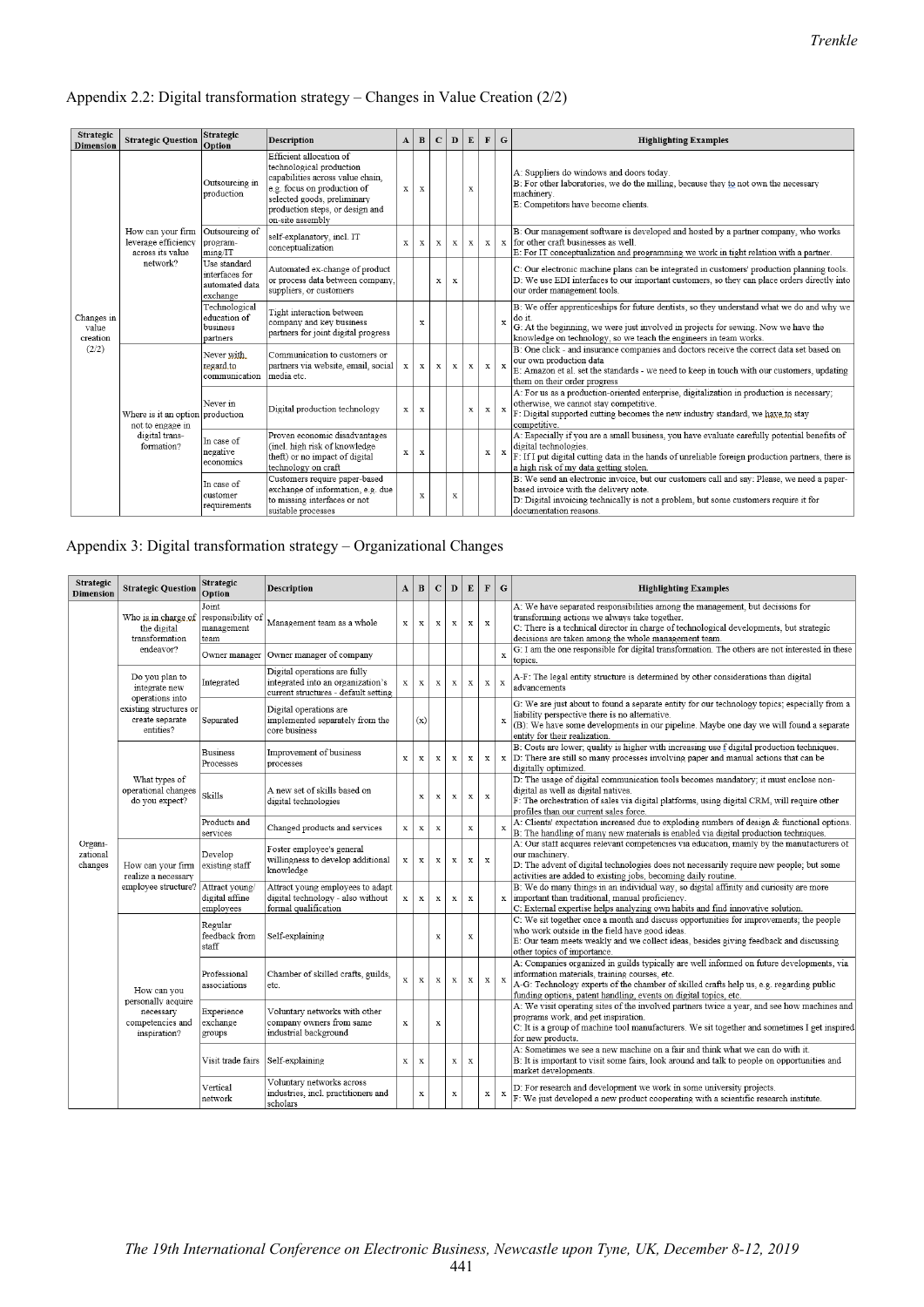## Appendix 2.2: Digital transformation strategy – Changes in Value Creation (2/2)

| Strategic Dimension | Strategic Question | Strategic Option | Description | A | B | C | D | E | F | G | Highlighting Examples |
|---|---|---|---|---|---|---|---|---|---|---|---|
| Changes in value creation (2/2) | How can your firm leverage efficiency across its value network? | Outsourcing in production | Efficient allocation of technological production capabilities across value chain, e.g. focus on production of selected goods, preliminary production steps, or design and on-site assembly | x | x | | | x | | | A: Suppliers do windows and doors today. B: For other laboratories, we do the milling, because they to not own the necessary machinery. E: Competitors have become clients. |
| | | Outsourcing of programming/IT | self-explanatory, incl. IT conceptualization | x | x | x | x | x | x | x | B: Our management software is developed and hosted by a partner company, who works for other craft businesses as well. E: For IT conceptualization and programming we work in tight relation with a partner. |
| | | Use standard interfaces for automated data exchange | Automated ex-change of product or process data between company, suppliers, or customers | | | x | x | | | | C: Our electronic machine plans can be integrated in customers' production planning tools. D: We use EDI interfaces to our important customers, so they can place orders directly into our order management tools. |
| | | Technological education of business partners | Tight interaction between company and key business partners for joint digital progress | | x | | | | | x | B: We offer apprenticeships for future dentists, so they understand what we do and why we do it. G: At the beginning, we were just involved in projects for sewing. Now we have the knowledge on technology, so we teach the engineers in team works. |
| | Where is it an option not to engage in digital trans-formation? | Never with regard to communication | Communication to customers or partners via website, email, social media etc. | x | x | x | x | x | x | x | B: One click - and insurance companies and doctors receive the correct data set based on our own production data E: Amazon et al. set the standards - we need to keep in touch with our customers, updating them on their order progress |
| | | Never in production | Digital production technology | x | x | | | x | x | x | A: For us as a production-oriented enterprise, digitalization in production is necessary; otherwise, we cannot stay competitive. F: Digital supported cutting becomes the new industry standard, we have to stay competitive. |
| | | In case of negative economics | Proven economic disadvantages (incl. high risk of knowledge theft) or no impact of digital technology on craft | x | x | | | | x | x | A: Especially if you are a small business, you have evaluate carefully potential benefits of digital technologies. F: If I put digital cutting data in the hands of unreliable foreign production partners, there is a high risk of my data getting stolen. |
| | | In case of customer requirements | Customers require paper-based exchange of information, e.g. due to missing interfaces or not suitable processes | | x | | x | | | | B: We send an electronic invoice, but our customers call and say: Please, we need a paper-based invoice with the delivery note. D: Digital invoicing technically is not a problem, but some customers require it for documentation reasons. |

## Appendix 3: Digital transformation strategy – Organizational Changes

| Strategic Dimension | Strategic Question | Strategic Option | Description | A | B | C | D | E | F | G | Highlighting Examples |
|---|---|---|---|---|---|---|---|---|---|---|---|
| Organi-zational changes | Who is in charge of the digital transformation endeavor? | Joint responsibility of management team | Management team as a whole | x | x | x | x | x | x | | A: We have separated responsibilities among the management, but decisions for transforming actions we always take together. C: There is a technical director in charge of technological developments, but strategic decisions are taken among the whole management team. |
| | | Owner manager | Owner manager of company | | | | | | | x | G: I am the one responsible for digital transformation. The others are not interested in these topics. |
| | Do you plan to integrate new operations into existing structures or create separate entities? | Integrated | Digital operations are fully integrated into an organization's current structures - default setting | x | x | x | x | x | x | x | A-F: The legal entity structure is determined by other considerations than digital advancements |
| | | Separated | Digital operations are implemented separately from the core business | | (x) | | | | | x | G: We are just about to found a separate entity for our technology topics; especially from a liability perspective there is no alternative. (B): We have some developments in our pipeline. Maybe one day we will found a separate entity for their realization. |
| | What types of operational changes do you expect? | Business Processes | Improvement of business processes | x | x | x | x | x | x | x | B: Costs are lower; quality is higher with increasing use f digital production techniques. D: There are still so many processes involving paper and manual actions that can be digitally optimized. |
| | | Skills | A new set of skills based on digital technologies | | x | x | x | x | x | | D: The usage of digital communication tools becomes mandatory; it must enclose non-digital as well as digital natives. F: The orchestration of sales via digital platforms, using digital CRM, will require other profiles than our current sales force. |
| | | Products and services | Changed products and services | x | x | x | | x | | x | A: Clients' expectation increased due to exploding numbers of design & functional options. B: The handling of many new materials is enabled via digital production techniques. |
| | How can your firm realize a necessary employee structure? | Develop existing staff | Foster employee's general willingness to develop additional knowledge | x | x | x | x | x | x | | A: Our staff acquires relevant competencies via education, mainly by the manufacturers of our machinery. D: The advent of digital technologies does not necessarily require new people; but some activities are added to existing jobs, becoming daily routine. |
| | | Attract young/ digital affine employees | Attract young employees to adapt digital technology - also without formal qualification | x | x | x | x | x | | x | B: We do many things in an individual way, so digital affinity and curiosity are more important than traditional, manual proficiency. C: External expertise helps analyzing own habits and find innovative solution. |
| | How can you personally acquire necessary competencies and inspiration? | Regular feedback from staff | Self-explaining | | | x | | x | | | C: We sit together once a month and discuss opportunities for improvements; the people who work outside in the field have good ideas. E: Our team meets weekly and we collect ideas, besides giving feedback and discussing other topics of importance. |
| | | Professional associations | Chamber of skilled crafts, guilds, etc. | x | x | x | x | x | x | x | A: Companies organized in guilds typically are well informed on future developments, via information materials, training courses, etc. A-G: Technology experts of the chamber of skilled crafts help us, e.g. regarding public funding options, patent handling, events on digital topics, etc. |
| | | Experience exchange groups | Voluntary networks with other company owners from same industrial background | x | | x | | | | | A: We visit operating sites of the involved partners twice a year, and see how machines and programs work, and get inspiration. C: It is a group of machine tool manufacturers. We sit together and sometimes I get inspired for new products. |
| | | Visit trade fairs | Self-explaining | x | x | | x | x | | | A: Sometimes we see a new machine on a fair and think what we can do with it. B: It is important to visit some fairs, look around and talk to people on opportunities and market developments. |
| | | Vertical network | Voluntary networks across industries, incl. practitioners and scholars | | x | | x | | x | x | D: For research and development we work in some university projects. F: We just developed a new product cooperating with a scientific research institute. |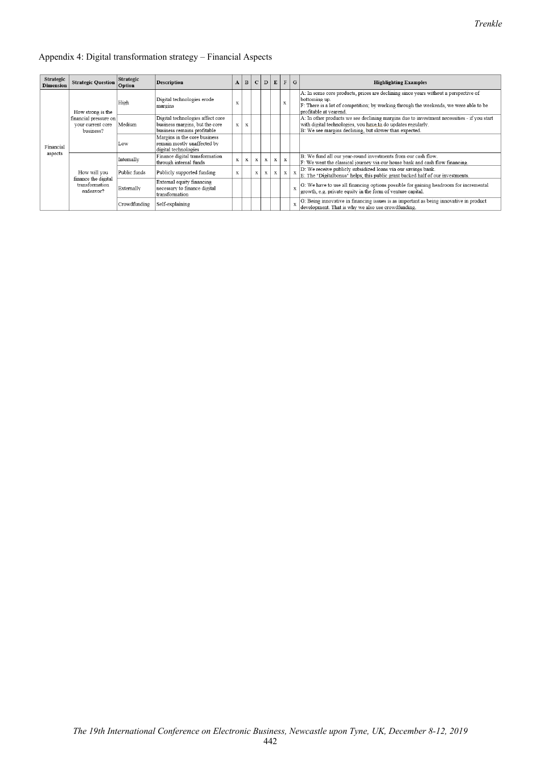Appendix 4: Digital transformation strategy – Financial Aspects

| Strategic Dimension | Strategic Question | Strategic Option | Description | A | B | C | D | E | F | G | Highlighting Examples |
|---|---|---|---|---|---|---|---|---|---|---|---|
| Financial aspects | How strong is the financial pressure on your current core business? | High | Digital technologies erode margins | x | | | | | x | | A: In some core products, prices are declining since years without a perspective of bottoming up.<br>F: There is a lot of competition; by working through the weekends, we were able to be profitable at yearend. |
| | | Medium | Digital technologies affect core business margins, but the core business remains profitable | x | x | | | | | | A: In other products we see declining margins due to investment necessities - if you start with digital technologies, you have to do updates regularly.<br>B: We see margins declining, but slower than expected. |
| | | Low | Margins in the core business remain mostly unaffected by digital technologies | | | | | | | | |
| | How will you finance the digital transformation endeavor? | Internally | Finance digital transformation through internal funds | x | x | x | x | x | x | | B: We fund all our year-round investments from our cash flow.<br>F: We went the classical journey via our house bank and cash flow financing. |
| | | Public funds | Publicly supported funding | x | | x | x | x | x | x | D: We receive publicly subsidized loans via our savings bank.<br>E: The "Digitalbonus" helps; this public grant backed half of our investments. |
| | | Externally | External equity financing necessary to finance digital transformation | | | | | | | x | G: We have to use all financing options possible for gaining headroom for incremental growth, e.g. private equity in the form of venture capital. |
| | | Crowdfunding | Self-explaining | | | | | | | x | G: Being innovative in financing issues is as important as being innovative in product development. That is why we also use crowdfunding. |